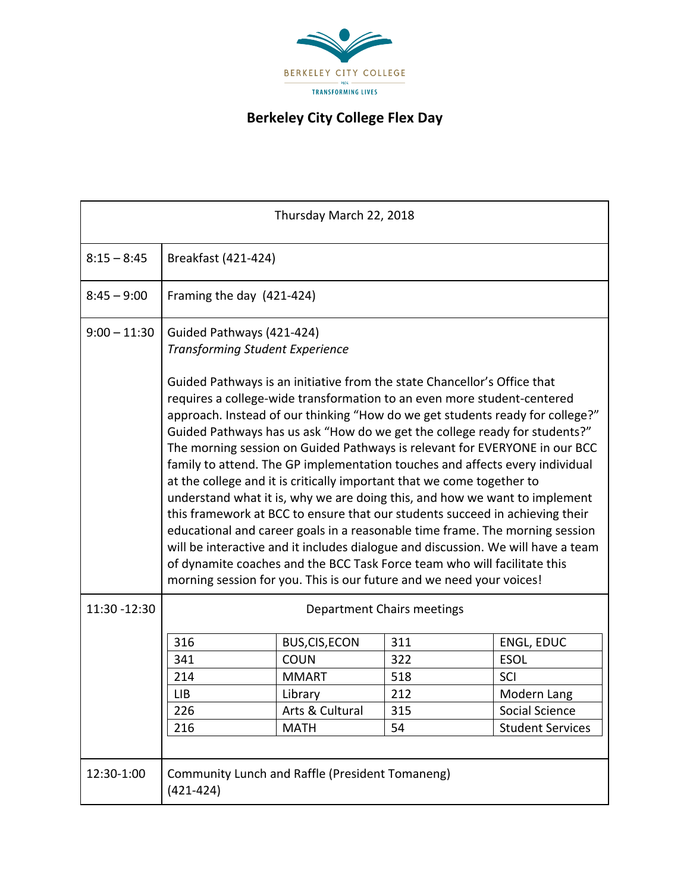BERKELEY CITY COLLEGE

1974

TRANSFORMING LIVES

# Berkeley City College Flex Day

| Thursday March 22, 2018 | |
|---|---|
| 8:15 – 8:45 | Breakfast (421-424) |
| 8:45 – 9:00 | Framing the day (421-424) |
| 9:00 – 11:30 | Guided Pathways (421-424)<br>*Transforming Student Experience*<br><br>Guided Pathways is an initiative from the state Chancellor's Office that requires a college-wide transformation to an even more student-centered approach. Instead of our thinking "How do we get students ready for college?" Guided Pathways has us ask "How do we get the college ready for students?" The morning session on Guided Pathways is relevant for EVERYONE in our BCC family to attend. The GP implementation touches and affects every individual at the college and it is critically important that we come together to understand what it is, why we are doing this, and how we want to implement this framework at BCC to ensure that our students succeed in achieving their educational and career goals in a reasonable time frame. The morning session will be interactive and it includes dialogue and discussion. We will have a team of dynamite coaches and the BCC Task Force team who will facilitate this morning session for you. This is our future and we need your voices! |
| 11:30 -12:30 | Department Chairs meetings |
| 12:30-1:00 | Community Lunch and Raffle (President Tomaneng) (421-424) |

**Department Chairs meetings (11:30 -12:30)**

| Room | Department | Room | Department |
|---|---|---|---|
| 316 | BUS,CIS,ECON | 311 | ENGL, EDUC |
| 341 | COUN | 322 | ESOL |
| 214 | MMART | 518 | SCI |
| LIB | Library | 212 | Modern Lang |
| 226 | Arts & Cultural | 315 | Social Science |
| 216 | MATH | 54 | Student Services |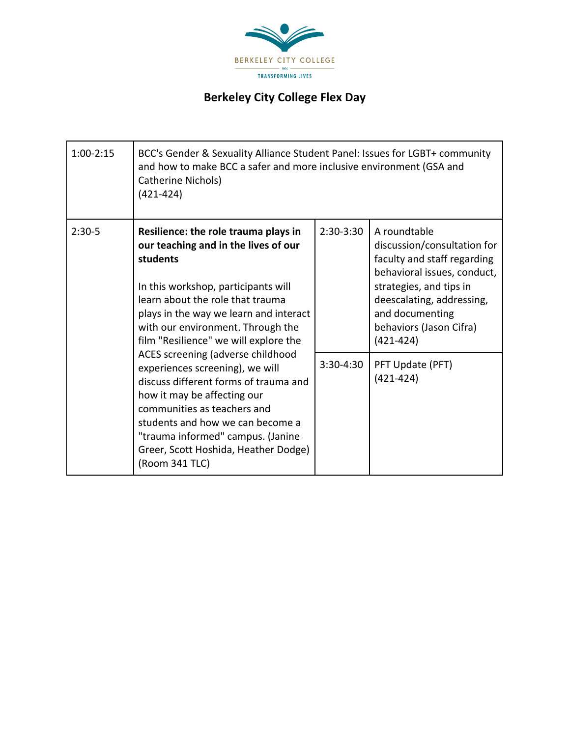BERKELEY CITY COLLEGE

TRANSFORMING LIVES

# Berkeley City College Flex Day

| | | | |
|---|---|---|---|
| 1:00-2:15 | BCC's Gender & Sexuality Alliance Student Panel: Issues for LGBT+ community and how to make BCC a safer and more inclusive environment (GSA and Catherine Nichols) (421-424) | | |
| 2:30-5 | **Resilience: the role trauma plays in our teaching and in the lives of our students** In this workshop, participants will learn about the role that trauma plays in the way we learn and interact with our environment. Through the film "Resilience" we will explore the ACES screening (adverse childhood experiences screening), we will discuss different forms of trauma and how it may be affecting our communities as teachers and students and how we can become a "trauma informed" campus. (Janine Greer, Scott Hoshida, Heather Dodge) (Room 341 TLC) | 2:30-3:30 | A roundtable discussion/consultation for faculty and staff regarding behavioral issues, conduct, strategies, and tips in deescalating, addressing, and documenting behaviors (Jason Cifra) (421-424) |
| | | 3:30-4:30 | PFT Update (PFT) (421-424) |